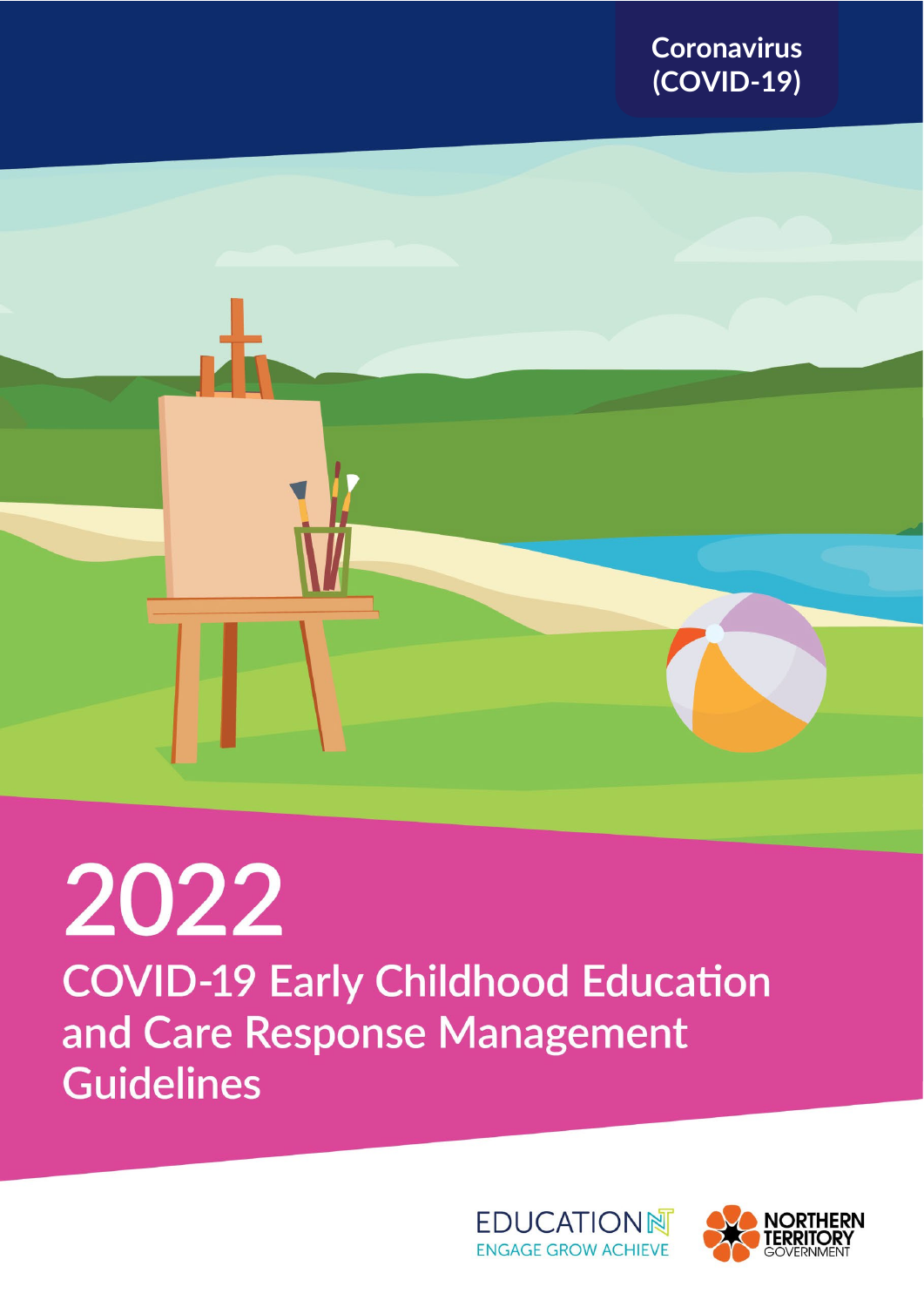Coronavirus (COVID-19)

# 2022

## COVID-19 Early Childhood Education and Care Response Management Guidelines

EDUCATION NT
ENGAGE GROW ACHIEVE

NORTHERN TERRITORY GOVERNMENT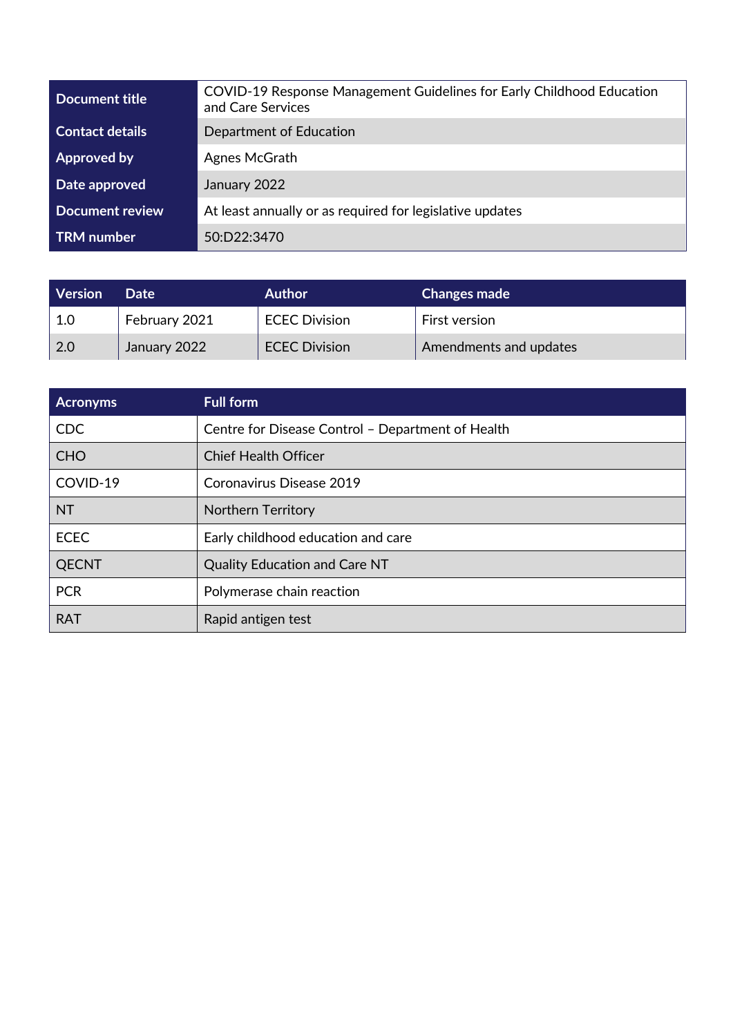| Document title | COVID-19 Response Management Guidelines for Early Childhood Education and Care Services |
| --- | --- |
| Contact details | Department of Education |
| Approved by | Agnes McGrath |
| Date approved | January 2022 |
| Document review | At least annually or as required for legislative updates |
| TRM number | 50:D22:3470 |

| Version | Date | Author | Changes made |
| --- | --- | --- | --- |
| 1.0 | February 2021 | ECEC Division | First version |
| 2.0 | January 2022 | ECEC Division | Amendments and updates |

| Acronyms | Full form |
| --- | --- |
| CDC | Centre for Disease Control – Department of Health |
| CHO | Chief Health Officer |
| COVID-19 | Coronavirus Disease 2019 |
| NT | Northern Territory |
| ECEC | Early childhood education and care |
| QECNT | Quality Education and Care NT |
| PCR | Polymerase chain reaction |
| RAT | Rapid antigen test |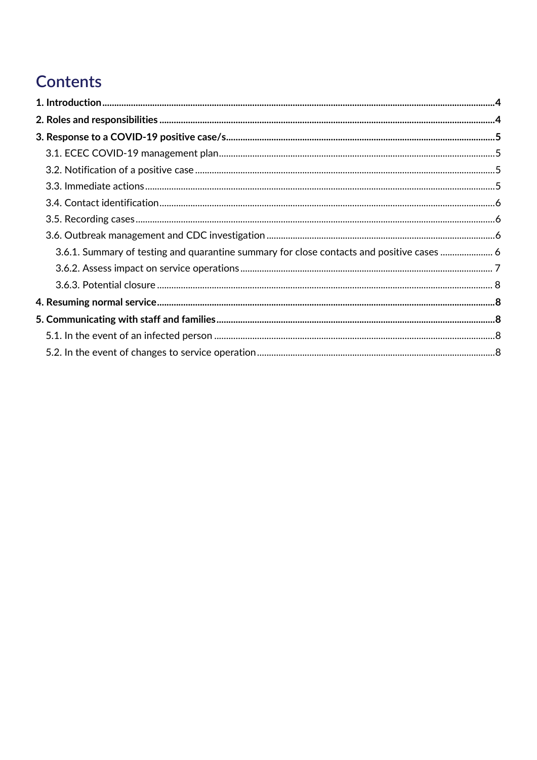# Contents

**1. Introduction** .......... **4**

**2. Roles and responsibilities** .......... **4**

**3. Response to a COVID-19 positive case/s** .......... **5**

- 3.1. ECEC COVID-19 management plan .......... 5
- 3.2. Notification of a positive case .......... 5
- 3.3. Immediate actions .......... 5
- 3.4. Contact identification .......... 6
- 3.5. Recording cases .......... 6
- 3.6. Outbreak management and CDC investigation .......... 6
  - 3.6.1. Summary of testing and quarantine summary for close contacts and positive cases .......... 6
  - 3.6.2. Assess impact on service operations .......... 7
  - 3.6.3. Potential closure .......... 8

**4. Resuming normal service** .......... **8**

**5. Communicating with staff and families** .......... **8**

- 5.1. In the event of an infected person .......... 8
- 5.2. In the event of changes to service operation .......... 8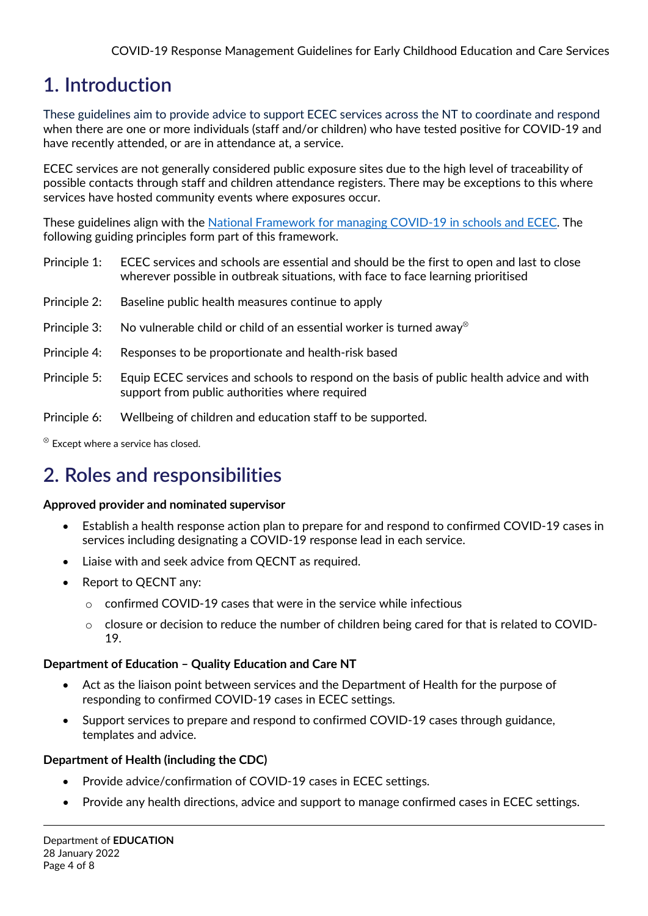# 1. Introduction

These guidelines aim to provide advice to support ECEC services across the NT to coordinate and respond when there are one or more individuals (staff and/or children) who have tested positive for COVID-19 and have recently attended, or are in attendance at, a service.

ECEC services are not generally considered public exposure sites due to the high level of traceability of possible contacts through staff and children attendance registers. There may be exceptions to this where services have hosted community events where exposures occur.

These guidelines align with the [National Framework for managing COVID-19 in schools and ECEC](). The following guiding principles form part of this framework.

Principle 1: ECEC services and schools are essential and should be the first to open and last to close wherever possible in outbreak situations, with face to face learning prioritised

Principle 2: Baseline public health measures continue to apply

Principle 3: No vulnerable child or child of an essential worker is turned away[⊗]

Principle 4: Responses to be proportionate and health-risk based

Principle 5: Equip ECEC services and schools to respond on the basis of public health advice and with support from public authorities where required

Principle 6: Wellbeing of children and education staff to be supported.

[⊗] Except where a service has closed.

# 2. Roles and responsibilities

**Approved provider and nominated supervisor**

- Establish a health response action plan to prepare for and respond to confirmed COVID-19 cases in services including designating a COVID-19 response lead in each service.
- Liaise with and seek advice from QECNT as required.
- Report to QECNT any:
  - confirmed COVID-19 cases that were in the service while infectious
  - closure or decision to reduce the number of children being cared for that is related to COVID-19.

**Department of Education – Quality Education and Care NT**

- Act as the liaison point between services and the Department of Health for the purpose of responding to confirmed COVID-19 cases in ECEC settings.
- Support services to prepare and respond to confirmed COVID-19 cases through guidance, templates and advice.

**Department of Health (including the CDC)**

- Provide advice/confirmation of COVID-19 cases in ECEC settings.
- Provide any health directions, advice and support to manage confirmed cases in ECEC settings.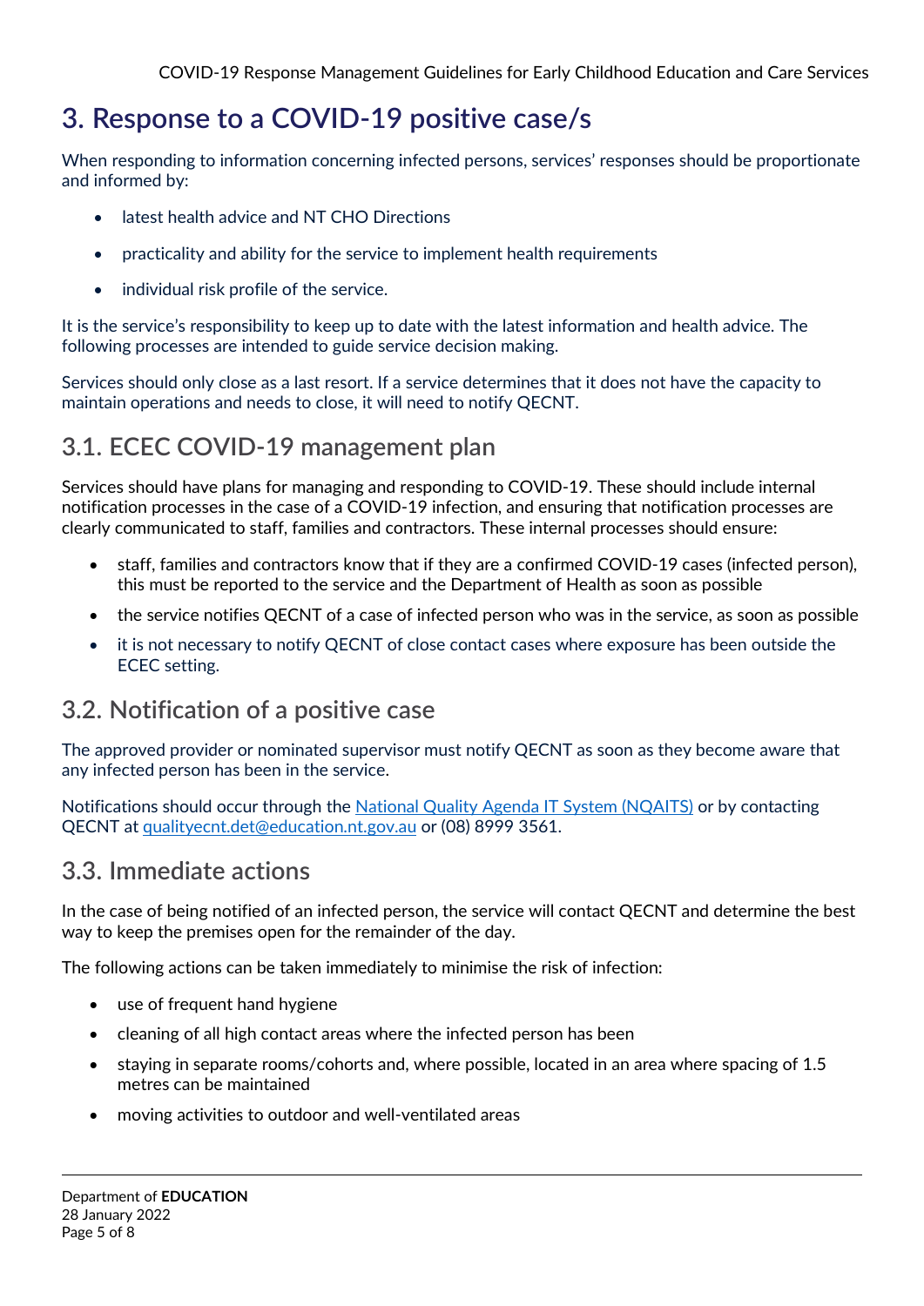# 3. Response to a COVID-19 positive case/s

When responding to information concerning infected persons, services' responses should be proportionate and informed by:

- latest health advice and NT CHO Directions
- practicality and ability for the service to implement health requirements
- individual risk profile of the service.

It is the service's responsibility to keep up to date with the latest information and health advice. The following processes are intended to guide service decision making.

Services should only close as a last resort. If a service determines that it does not have the capacity to maintain operations and needs to close, it will need to notify QECNT.

## 3.1. ECEC COVID-19 management plan

Services should have plans for managing and responding to COVID-19. These should include internal notification processes in the case of a COVID-19 infection, and ensuring that notification processes are clearly communicated to staff, families and contractors. These internal processes should ensure:

- staff, families and contractors know that if they are a confirmed COVID-19 cases (infected person), this must be reported to the service and the Department of Health as soon as possible
- the service notifies QECNT of a case of infected person who was in the service, as soon as possible
- it is not necessary to notify QECNT of close contact cases where exposure has been outside the ECEC setting.

## 3.2. Notification of a positive case

The approved provider or nominated supervisor must notify QECNT as soon as they become aware that any infected person has been in the service.

Notifications should occur through the [National Quality Agenda IT System (NQAITS)]() or by contacting QECNT at [qualityecnt.det@education.nt.gov.au]() or (08) 8999 3561.

## 3.3. Immediate actions

In the case of being notified of an infected person, the service will contact QECNT and determine the best way to keep the premises open for the remainder of the day.

The following actions can be taken immediately to minimise the risk of infection:

- use of frequent hand hygiene
- cleaning of all high contact areas where the infected person has been
- staying in separate rooms/cohorts and, where possible, located in an area where spacing of 1.5 metres can be maintained
- moving activities to outdoor and well-ventilated areas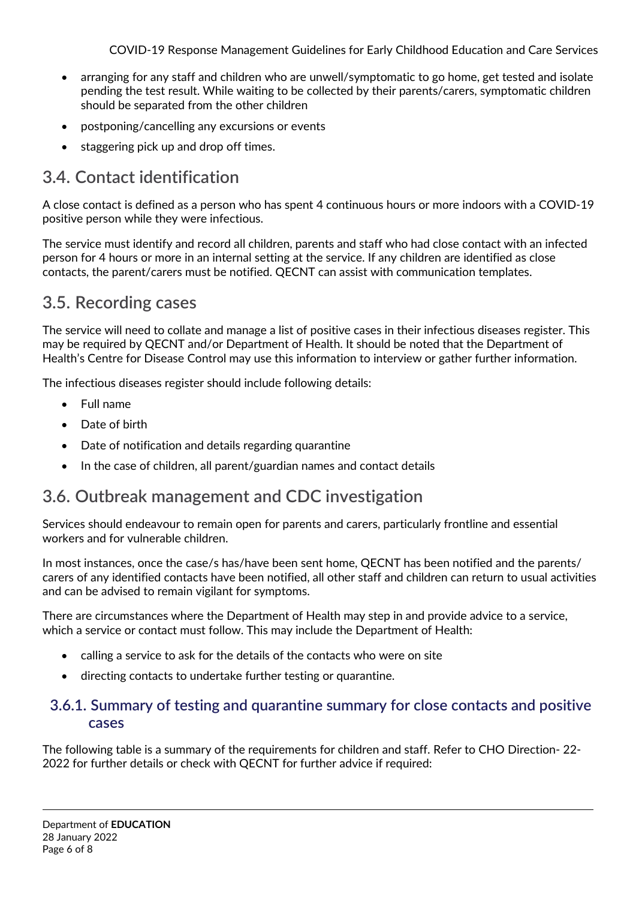- arranging for any staff and children who are unwell/symptomatic to go home, get tested and isolate pending the test result. While waiting to be collected by their parents/carers, symptomatic children should be separated from the other children
- postponing/cancelling any excursions or events
- staggering pick up and drop off times.

## 3.4. Contact identification

A close contact is defined as a person who has spent 4 continuous hours or more indoors with a COVID-19 positive person while they were infectious.

The service must identify and record all children, parents and staff who had close contact with an infected person for 4 hours or more in an internal setting at the service. If any children are identified as close contacts, the parent/carers must be notified. QECNT can assist with communication templates.

## 3.5. Recording cases

The service will need to collate and manage a list of positive cases in their infectious diseases register. This may be required by QECNT and/or Department of Health. It should be noted that the Department of Health's Centre for Disease Control may use this information to interview or gather further information.

The infectious diseases register should include following details:

- Full name
- Date of birth
- Date of notification and details regarding quarantine
- In the case of children, all parent/guardian names and contact details

## 3.6. Outbreak management and CDC investigation

Services should endeavour to remain open for parents and carers, particularly frontline and essential workers and for vulnerable children.

In most instances, once the case/s has/have been sent home, QECNT has been notified and the parents/carers of any identified contacts have been notified, all other staff and children can return to usual activities and can be advised to remain vigilant for symptoms.

There are circumstances where the Department of Health may step in and provide advice to a service, which a service or contact must follow. This may include the Department of Health:

- calling a service to ask for the details of the contacts who were on site
- directing contacts to undertake further testing or quarantine.

### 3.6.1. Summary of testing and quarantine summary for close contacts and positive cases

The following table is a summary of the requirements for children and staff. Refer to CHO Direction- 22-2022 for further details or check with QECNT for further advice if required: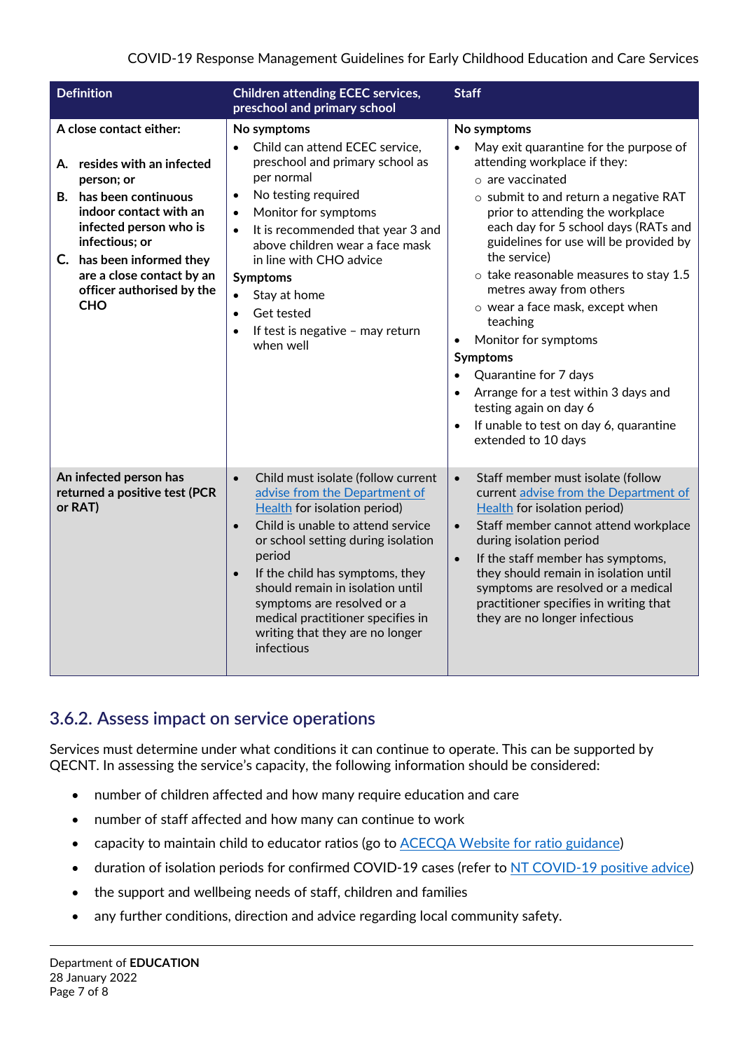| Definition | Children attending ECEC services, preschool and primary school | Staff |
| --- | --- | --- |
| **A close contact either:**<br><br>**A. resides with an infected person; or**<br>**B. has been continuous indoor contact with an infected person who is infectious; or**<br>**C. has been informed they are a close contact by an officer authorised by the CHO** | **No symptoms**<br>• Child can attend ECEC service, preschool and primary school as per normal<br>• No testing required<br>• Monitor for symptoms<br>• It is recommended that year 3 and above children wear a face mask in line with CHO advice<br>**Symptoms**<br>• Stay at home<br>• Get tested<br>• If test is negative – may return when well | **No symptoms**<br>• May exit quarantine for the purpose of attending workplace if they:<br>○ are vaccinated<br>○ submit to and return a negative RAT prior to attending the workplace each day for 5 school days (RATs and guidelines for use will be provided by the service)<br>○ take reasonable measures to stay 1.5 metres away from others<br>○ wear a face mask, except when teaching<br>• Monitor for symptoms<br>**Symptoms**<br>• Quarantine for 7 days<br>• Arrange for a test within 3 days and testing again on day 6<br>• If unable to test on day 6, quarantine extended to 10 days |
| **An infected person has returned a positive test (PCR or RAT)** | • Child must isolate (follow current advise from the Department of Health for isolation period)<br>• Child is unable to attend service or school setting during isolation period<br>• If the child has symptoms, they should remain in isolation until symptoms are resolved or a medical practitioner specifies in writing that they are no longer infectious | • Staff member must isolate (follow current advice from the Department of Health for isolation period)<br>• Staff member cannot attend workplace during isolation period<br>• If the staff member has symptoms, they should remain in isolation until symptoms are resolved or a medical practitioner specifies in writing that they are no longer infectious |

## 3.6.2. Assess impact on service operations

Services must determine under what conditions it can continue to operate. This can be supported by QECNT. In assessing the service's capacity, the following information should be considered:

- number of children affected and how many require education and care
- number of staff affected and how many can continue to work
- capacity to maintain child to educator ratios (go to ACECQA Website for ratio guidance)
- duration of isolation periods for confirmed COVID-19 cases (refer to NT COVID-19 positive advice)
- the support and wellbeing needs of staff, children and families
- any further conditions, direction and advice regarding local community safety.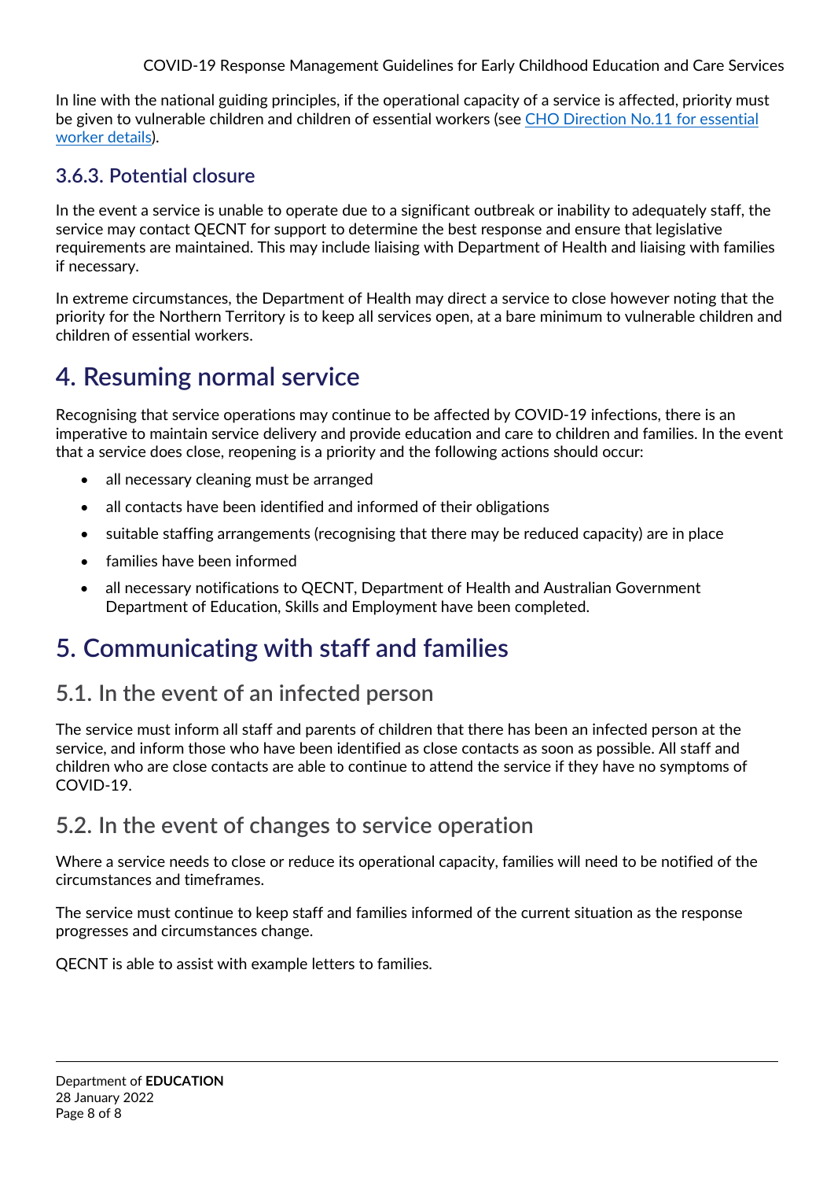In line with the national guiding principles, if the operational capacity of a service is affected, priority must be given to vulnerable children and children of essential workers (see [CHO Direction No.11 for essential worker details](#)).

### 3.6.3. Potential closure

In the event a service is unable to operate due to a significant outbreak or inability to adequately staff, the service may contact QECNT for support to determine the best response and ensure that legislative requirements are maintained. This may include liaising with Department of Health and liaising with families if necessary.

In extreme circumstances, the Department of Health may direct a service to close however noting that the priority for the Northern Territory is to keep all services open, at a bare minimum to vulnerable children and children of essential workers.

# 4. Resuming normal service

Recognising that service operations may continue to be affected by COVID-19 infections, there is an imperative to maintain service delivery and provide education and care to children and families. In the event that a service does close, reopening is a priority and the following actions should occur:

- all necessary cleaning must be arranged
- all contacts have been identified and informed of their obligations
- suitable staffing arrangements (recognising that there may be reduced capacity) are in place
- families have been informed
- all necessary notifications to QECNT, Department of Health and Australian Government Department of Education, Skills and Employment have been completed.

# 5. Communicating with staff and families

## 5.1. In the event of an infected person

The service must inform all staff and parents of children that there has been an infected person at the service, and inform those who have been identified as close contacts as soon as possible. All staff and children who are close contacts are able to continue to attend the service if they have no symptoms of COVID-19.

## 5.2. In the event of changes to service operation

Where a service needs to close or reduce its operational capacity, families will need to be notified of the circumstances and timeframes.

The service must continue to keep staff and families informed of the current situation as the response progresses and circumstances change.

QECNT is able to assist with example letters to families.